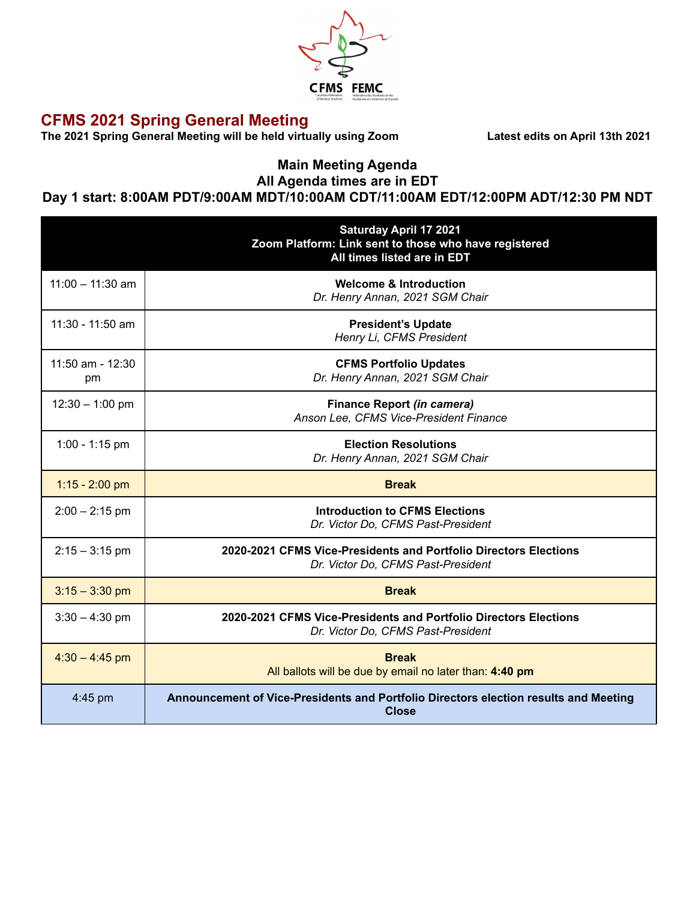CFMS FEMC

Canadian Federation of Medical Students | Fédération des étudiants et des étudiantes en médecine du Canada

# CFMS 2021 Spring General Meeting

**The 2021 Spring General Meeting will be held virtually using Zoom**

**Latest edits on April 13th 2021**

## Main Meeting Agenda
## All Agenda times are in EDT
## Day 1 start: 8:00AM PDT/9:00AM MDT/10:00AM CDT/11:00AM EDT/12:00PM ADT/12:30 PM NDT

| | **Saturday April 17 2021**<br>**Zoom Platform: Link sent to those who have registered**<br>**All times listed are in EDT** |
|---|---|
| 11:00 – 11:30 am | **Welcome & Introduction**<br>*Dr. Henry Annan, 2021 SGM Chair* |
| 11:30 - 11:50 am | **President's Update**<br>*Henry Li, CFMS President* |
| 11:50 am - 12:30 pm | **CFMS Portfolio Updates**<br>*Dr. Henry Annan, 2021 SGM Chair* |
| 12:30 – 1:00 pm | **Finance Report *(in camera)***<br>*Anson Lee, CFMS Vice-President Finance* |
| 1:00 - 1:15 pm | **Election Resolutions**<br>*Dr. Henry Annan, 2021 SGM Chair* |
| 1:15 - 2:00 pm | **Break** |
| 2:00 – 2:15 pm | **Introduction to CFMS Elections**<br>*Dr. Victor Do, CFMS Past-President* |
| 2:15 – 3:15 pm | **2020-2021 CFMS Vice-Presidents and Portfolio Directors Elections**<br>*Dr. Victor Do, CFMS Past-President* |
| 3:15 – 3:30 pm | **Break** |
| 3:30 – 4:30 pm | **2020-2021 CFMS Vice-Presidents and Portfolio Directors Elections**<br>*Dr. Victor Do, CFMS Past-President* |
| 4:30 – 4:45 pm | **Break**<br>All ballots will be due by email no later than: **4:40 pm** |
| 4:45 pm | **Announcement of Vice-Presidents and Portfolio Directors election results and Meeting Close** |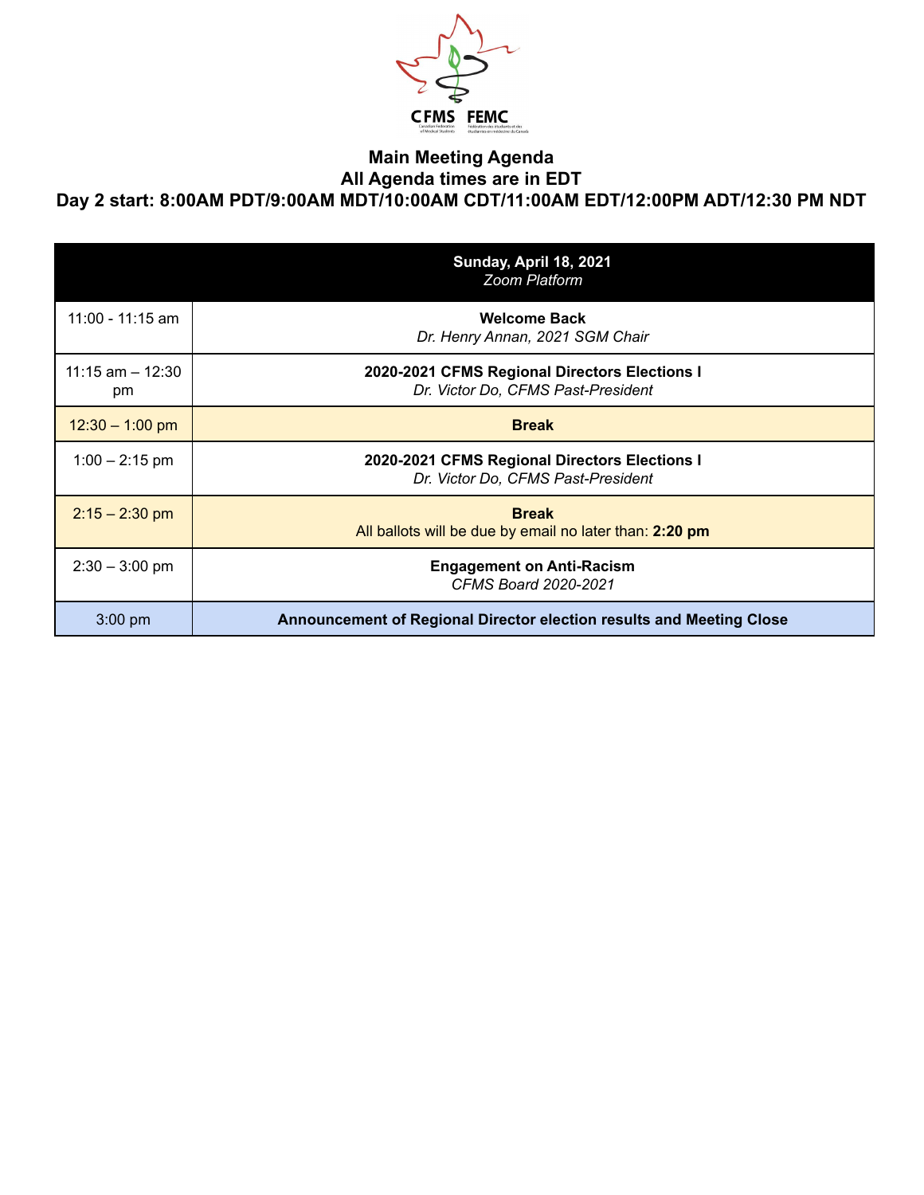CFMS FEMC

Canadian Federation of Medical Students

Fédération des étudiants et des étudiantes en médecine du Canada

## Main Meeting Agenda
## All Agenda times are in EDT
## Day 2 start: 8:00AM PDT/9:00AM MDT/10:00AM CDT/11:00AM EDT/12:00PM ADT/12:30 PM NDT

| | **Sunday, April 18, 2021**<br>*Zoom Platform* |
|---|---|
| 11:00 - 11:15 am | **Welcome Back**<br>*Dr. Henry Annan, 2021 SGM Chair* |
| 11:15 am – 12:30 pm | **2020-2021 CFMS Regional Directors Elections I**<br>*Dr. Victor Do, CFMS Past-President* |
| 12:30 – 1:00 pm | **Break** |
| 1:00 – 2:15 pm | **2020-2021 CFMS Regional Directors Elections I**<br>*Dr. Victor Do, CFMS Past-President* |
| 2:15 – 2:30 pm | **Break**<br>All ballots will be due by email no later than: **2:20 pm** |
| 2:30 – 3:00 pm | **Engagement on Anti-Racism**<br>*CFMS Board 2020-2021* |
| 3:00 pm | **Announcement of Regional Director election results and Meeting Close** |